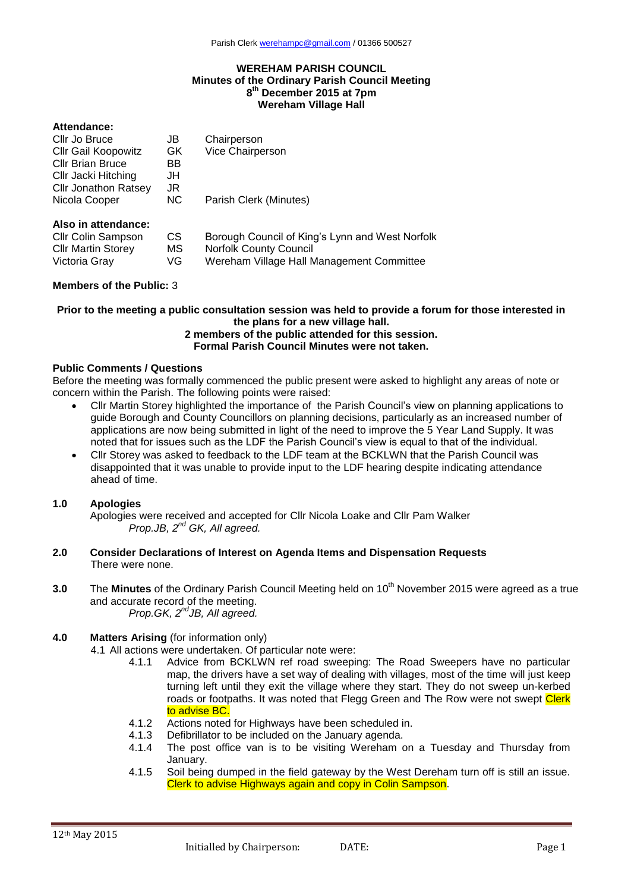# WEREHAM PARISH COUNCIL
## Minutes of the Ordinary Parish Council Meeting
## 8th December 2015 at 7pm
## Wereham Village Hall

**Attendance:**

| | | |
|---|---|---|
| Cllr Jo Bruce | JB | Chairperson |
| Cllr Gail Koopowitz | GK | Vice Chairperson |
| Cllr Brian Bruce | BB | |
| Cllr Jacki Hitching | JH | |
| Cllr Jonathon Ratsey | JR | |
| Nicola Cooper | NC | Parish Clerk (Minutes) |

**Also in attendance:**

| | | |
|---|---|---|
| Cllr Colin Sampson | CS | Borough Council of King's Lynn and West Norfolk |
| Cllr Martin Storey | MS | Norfolk County Council |
| Victoria Gray | VG | Wereham Village Hall Management Committee |

**Members of the Public:** 3

**Prior to the meeting a public consultation session was held to provide a forum for those interested in the plans for a new village hall.**
**2 members of the public attended for this session.**
**Formal Parish Council Minutes were not taken.**

**Public Comments / Questions**

Before the meeting was formally commenced the public present were asked to highlight any areas of note or concern within the Parish. The following points were raised:

- Cllr Martin Storey highlighted the importance of the Parish Council's view on planning applications to guide Borough and County Councillors on planning decisions, particularly as an increased number of applications are now being submitted in light of the need to improve the 5 Year Land Supply. It was noted that for issues such as the LDF the Parish Council's view is equal to that of the individual.
- Cllr Storey was asked to feedback to the LDF team at the BCKLWN that the Parish Council was disappointed that it was unable to provide input to the LDF hearing despite indicating attendance ahead of time.

**1.0 Apologies**

Apologies were received and accepted for Cllr Nicola Loake and Cllr Pam Walker
*Prop.JB, 2nd GK, All agreed.*

**2.0 Consider Declarations of Interest on Agenda Items and Dispensation Requests**

There were none.

**3.0** The **Minutes** of the Ordinary Parish Council Meeting held on 10th November 2015 were agreed as a true and accurate record of the meeting.
*Prop.GK, 2nd JB, All agreed.*

**4.0 Matters Arising** (for information only)

4.1 All actions were undertaken. Of particular note were:

- 4.1.1 Advice from BCKLWN ref road sweeping: The Road Sweepers have no particular map, the drivers have a set way of dealing with villages, most of the time will just keep turning left until they exit the village where they start. They do not sweep un-kerbed roads or footpaths. It was noted that Flegg Green and The Row were not swept Clerk to advise BC.
- 4.1.2 Actions noted for Highways have been scheduled in.
- 4.1.3 Defibrillator to be included on the January agenda.
- 4.1.4 The post office van is to be visiting Wereham on a Tuesday and Thursday from January.
- 4.1.5 Soil being dumped in the field gateway by the West Dereham turn off is still an issue. Clerk to advise Highways again and copy in Colin Sampson.

12th May 2015

Initialled by Chairperson: DATE: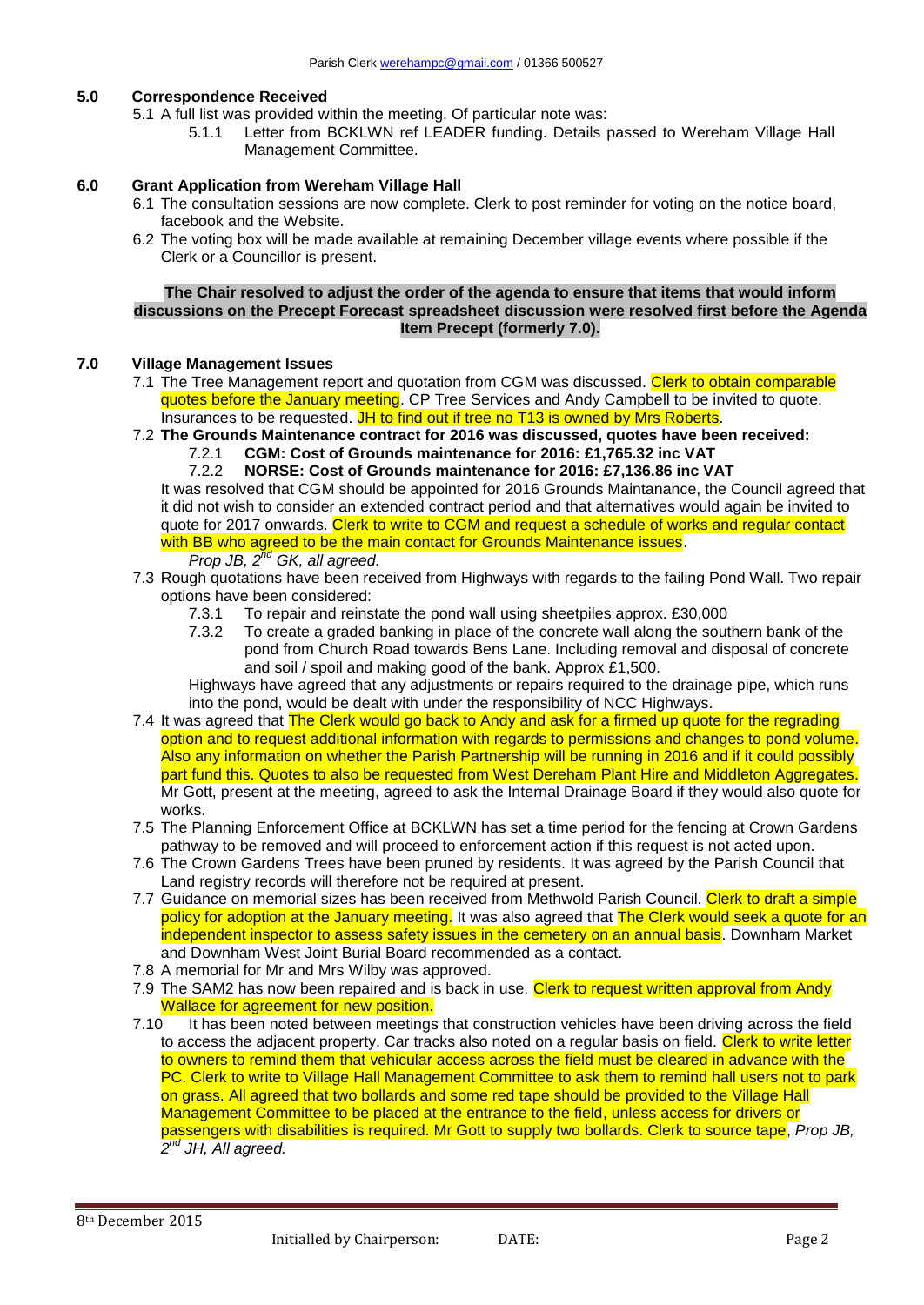## 5.0 Correspondence Received

5.1 A full list was provided within the meeting. Of particular note was:

5.1.1 Letter from BCKLWN ref LEADER funding. Details passed to Wereham Village Hall Management Committee.

## 6.0 Grant Application from Wereham Village Hall

6.1 The consultation sessions are now complete. Clerk to post reminder for voting on the notice board, facebook and the Website.

6.2 The voting box will be made available at remaining December village events where possible if the Clerk or a Councillor is present.

**The Chair resolved to adjust the order of the agenda to ensure that items that would inform discussions on the Precept Forecast spreadsheet discussion were resolved first before the Agenda Item Precept (formerly 7.0).**

## 7.0 Village Management Issues

7.1 The Tree Management report and quotation from CGM was discussed. Clerk to obtain comparable quotes before the January meeting. CP Tree Services and Andy Campbell to be invited to quote. Insurances to be requested. JH to find out if tree no T13 is owned by Mrs Roberts.

7.2 **The Grounds Maintenance contract for 2016 was discussed, quotes have been received:**

7.2.1 **CGM: Cost of Grounds maintenance for 2016: £1,765.32 inc VAT**

7.2.2 **NORSE: Cost of Grounds maintenance for 2016: £7,136.86 inc VAT**

It was resolved that CGM should be appointed for 2016 Grounds Maintanance, the Council agreed that it did not wish to consider an extended contract period and that alternatives would again be invited to quote for 2017 onwards. Clerk to write to CGM and request a schedule of works and regular contact with BB who agreed to be the main contact for Grounds Maintenance issues.

*Prop JB, 2nd GK, all agreed.*

7.3 Rough quotations have been received from Highways with regards to the failing Pond Wall. Two repair options have been considered:

7.3.1 To repair and reinstate the pond wall using sheetpiles approx. £30,000

7.3.2 To create a graded banking in place of the concrete wall along the southern bank of the pond from Church Road towards Bens Lane. Including removal and disposal of concrete and soil / spoil and making good of the bank. Approx £1,500.

Highways have agreed that any adjustments or repairs required to the drainage pipe, which runs into the pond, would be dealt with under the responsibility of NCC Highways.

7.4 It was agreed that The Clerk would go back to Andy and ask for a firmed up quote for the regrading option and to request additional information with regards to permissions and changes to pond volume. Also any information on whether the Parish Partnership will be running in 2016 and if it could possibly part fund this. Quotes to also be requested from West Dereham Plant Hire and Middleton Aggregates. Mr Gott, present at the meeting, agreed to ask the Internal Drainage Board if they would also quote for works.

7.5 The Planning Enforcement Office at BCKLWN has set a time period for the fencing at Crown Gardens pathway to be removed and will proceed to enforcement action if this request is not acted upon.

7.6 The Crown Gardens Trees have been pruned by residents. It was agreed by the Parish Council that Land registry records will therefore not be required at present.

7.7 Guidance on memorial sizes has been received from Methwold Parish Council. Clerk to draft a simple policy for adoption at the January meeting. It was also agreed that The Clerk would seek a quote for an independent inspector to assess safety issues in the cemetery on an annual basis. Downham Market and Downham West Joint Burial Board recommended as a contact.

7.8 A memorial for Mr and Mrs Wilby was approved.

7.9 The SAM2 has now been repaired and is back in use. Clerk to request written approval from Andy Wallace for agreement for new position.

7.10 It has been noted between meetings that construction vehicles have been driving across the field to access the adjacent property. Car tracks also noted on a regular basis on field. Clerk to write letter to owners to remind them that vehicular access across the field must be cleared in advance with the PC. Clerk to write to Village Hall Management Committee to ask them to remind hall users not to park on grass. All agreed that two bollards and some red tape should be provided to the Village Hall Management Committee to be placed at the entrance to the field, unless access for drivers or passengers with disabilities is required. Mr Gott to supply two bollards. Clerk to source tape, *Prop JB, 2nd JH, All agreed.*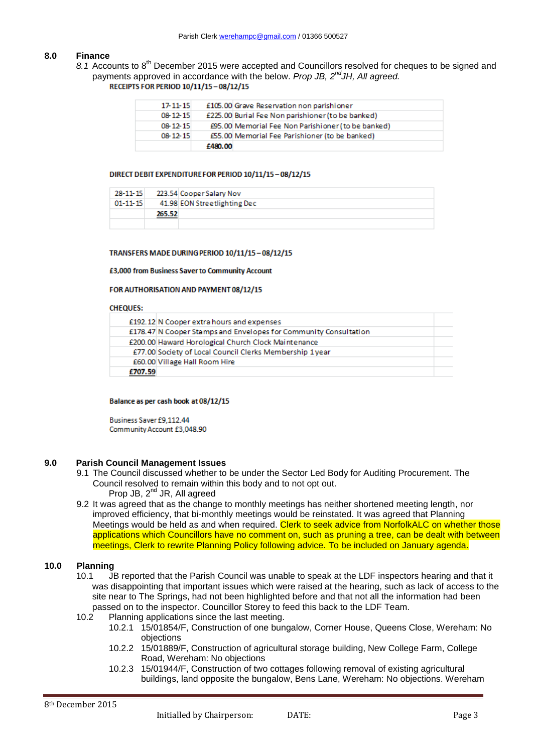## 8.0 Finance

*8.1* Accounts to 8th December 2015 were accepted and Councillors resolved for cheques to be signed and payments approved in accordance with the below. *Prop JB, 2nd JH, All agreed.*

**RECEIPTS FOR PERIOD 10/11/15 – 08/12/15**

| | | |
|---|---|---|
| 17-11-15 | £105.00 | Grave Reservation non parishioner |
| 08-12-15 | £225.00 | Burial Fee Non parishioner (to be banked) |
| 08-12-15 | £95.00 | Memorial Fee Non Parishioner (to be banked) |
| 08-12-15 | £55.00 | Memorial Fee Parishioner (to be banked) |
| | **£480.00** | |

**DIRECT DEBIT EXPENDITURE FOR PERIOD 10/11/15 – 08/12/15**

| | | |
|---|---|---|
| 28-11-15 | 223.54 | Cooper Salary Nov |
| 01-11-15 | 41.98 | EON Streetlighting Dec |
| | **265.52** | |

**TRANSFERS MADE DURING PERIOD 10/11/15 – 08/12/15**

**£3,000 from Business Saver to Community Account**

**FOR AUTHORISATION AND PAYMENT 08/12/15**

**CHEQUES:**

| | |
|---|---|
| £192.12 | N Cooper extra hours and expenses |
| £178.47 | N Cooper Stamps and Envelopes for Community Consultation |
| £200.00 | Haward Horological Church Clock Maintenance |
| £77.00 | Society of Local Council Clerks Membership 1 year |
| £60.00 | Village Hall Room Hire |
| **£707.59** | |

**Balance as per cash book at 08/12/15**

Business Saver £9,112.44
Community Account £3,048.90

## 9.0 Parish Council Management Issues

9.1 The Council discussed whether to be under the Sector Led Body for Auditing Procurement. The Council resolved to remain within this body and to not opt out.
Prop JB, 2nd JR, All agreed

9.2 It was agreed that as the change to monthly meetings has neither shortened meeting length, nor improved efficiency, that bi-monthly meetings would be reinstated. It was agreed that Planning Meetings would be held as and when required. Clerk to seek advice from NorfolkALC on whether those applications which Councillors have no comment on, such as pruning a tree, can be dealt with between meetings, Clerk to rewrite Planning Policy following advice. To be included on January agenda.

## 10.0 Planning

10.1 JB reported that the Parish Council was unable to speak at the LDF inspectors hearing and that it was disappointing that important issues which were raised at the hearing, such as lack of access to the site near to The Springs, had not been highlighted before and that not all the information had been passed on to the inspector. Councillor Storey to feed this back to the LDF Team.

10.2 Planning applications since the last meeting.

10.2.1 15/01854/F, Construction of one bungalow, Corner House, Queens Close, Wereham: No objections

10.2.2 15/01889/F, Construction of agricultural storage building, New College Farm, College Road, Wereham: No objections

10.2.3 15/01944/F, Construction of two cottages following removal of existing agricultural buildings, land opposite the bungalow, Bens Lane, Wereham: No objections. Wereham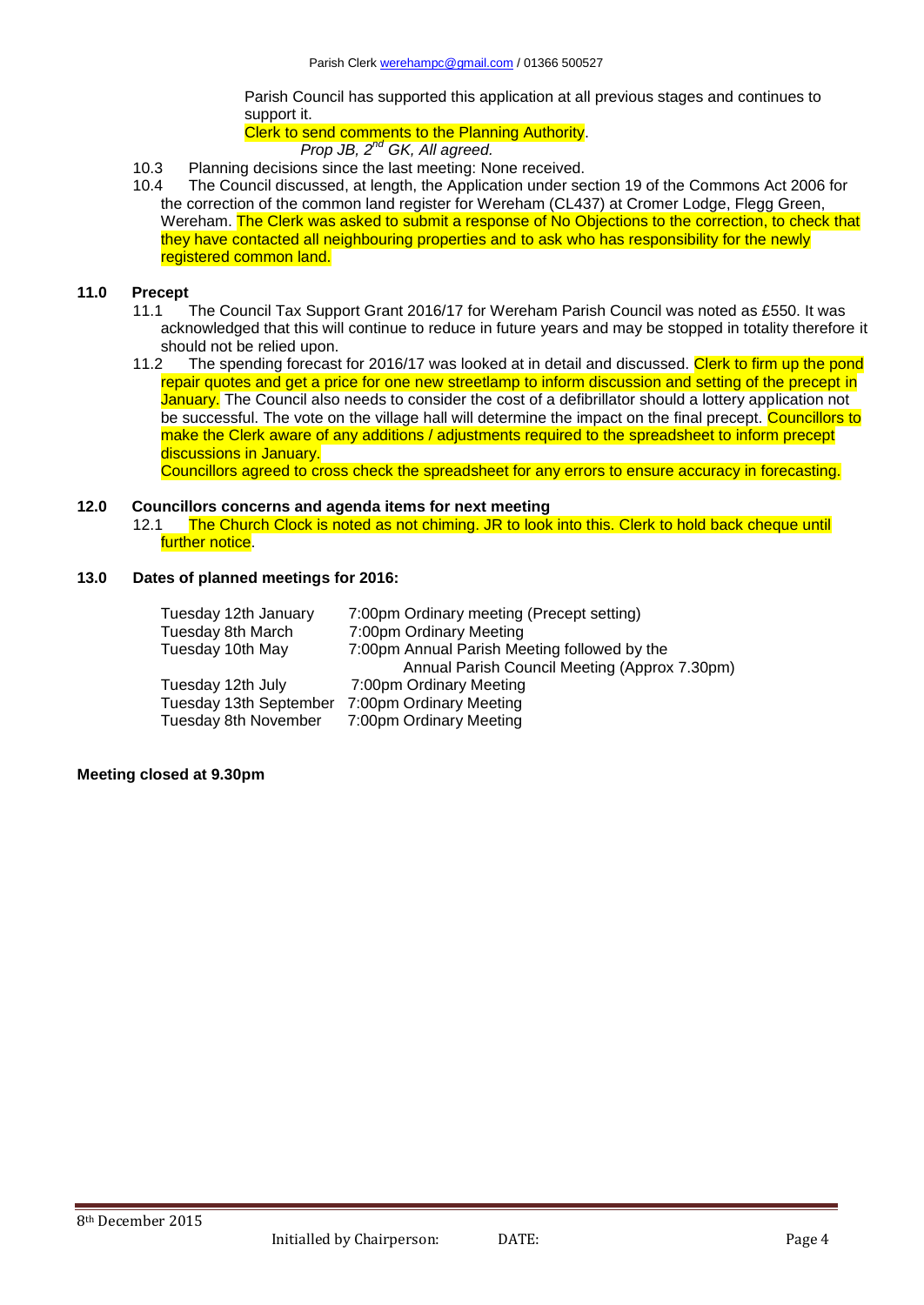Parish Council has supported this application at all previous stages and continues to support it.

Clerk to send comments to the Planning Authority.

*Prop JB, 2nd GK, All agreed.*

10.3 Planning decisions since the last meeting: None received.

10.4 The Council discussed, at length, the Application under section 19 of the Commons Act 2006 for the correction of the common land register for Wereham (CL437) at Cromer Lodge, Flegg Green, Wereham. The Clerk was asked to submit a response of No Objections to the correction, to check that they have contacted all neighbouring properties and to ask who has responsibility for the newly registered common land.

## 11.0 Precept

11.1 The Council Tax Support Grant 2016/17 for Wereham Parish Council was noted as £550. It was acknowledged that this will continue to reduce in future years and may be stopped in totality therefore it should not be relied upon.

11.2 The spending forecast for 2016/17 was looked at in detail and discussed. Clerk to firm up the pond repair quotes and get a price for one new streetlamp to inform discussion and setting of the precept in January. The Council also needs to consider the cost of a defibrillator should a lottery application not be successful. The vote on the village hall will determine the impact on the final precept. Councillors to make the Clerk aware of any additions / adjustments required to the spreadsheet to inform precept discussions in January.

Councillors agreed to cross check the spreadsheet for any errors to ensure accuracy in forecasting.

## 12.0 Councillors concerns and agenda items for next meeting

12.1 The Church Clock is noted as not chiming. JR to look into this. Clerk to hold back cheque until further notice.

## 13.0 Dates of planned meetings for 2016:

| | |
|---|---|
| Tuesday 12th January | 7:00pm Ordinary meeting (Precept setting) |
| Tuesday 8th March | 7:00pm Ordinary Meeting |
| Tuesday 10th May | 7:00pm Annual Parish Meeting followed by the Annual Parish Council Meeting (Approx 7.30pm) |
| Tuesday 12th July | 7:00pm Ordinary Meeting |
| Tuesday 13th September | 7:00pm Ordinary Meeting |
| Tuesday 8th November | 7:00pm Ordinary Meeting |

**Meeting closed at 9.30pm**

Initialled by Chairperson: DATE: